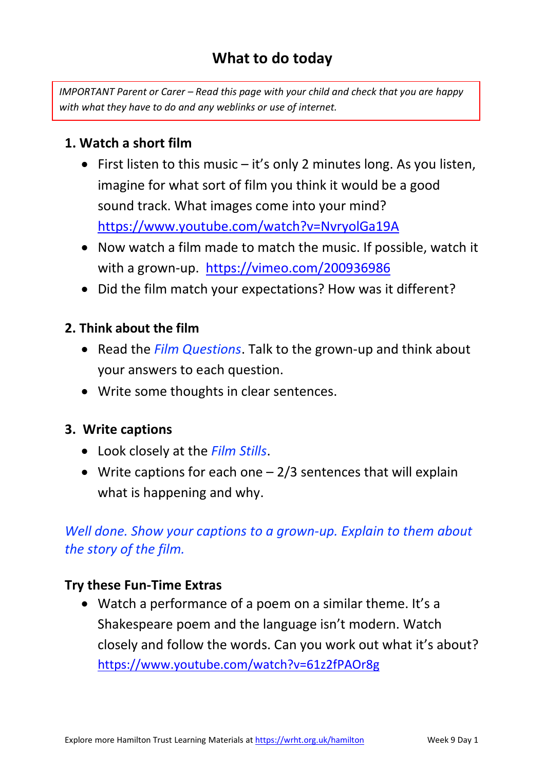# What to do today

*IMPORTANT Parent or Carer – Read this page with your child and check that you are happy with what they have to do and any weblinks or use of internet.*

## 1. Watch a short film

- First listen to this music – it's only 2 minutes long. As you listen, imagine for what sort of film you think it would be a good sound track. What images come into your mind? https://www.youtube.com/watch?v=NvryolGa19A
- Now watch a film made to match the music. If possible, watch it with a grown-up. https://vimeo.com/200936986
- Did the film match your expectations? How was it different?

## 2. Think about the film

- Read the *Film Questions*. Talk to the grown-up and think about your answers to each question.
- Write some thoughts in clear sentences.

## 3. Write captions

- Look closely at the *Film Stills*.
- Write captions for each one – 2/3 sentences that will explain what is happening and why.

*Well done. Show your captions to a grown-up. Explain to them about the story of the film.*

## Try these Fun-Time Extras

- Watch a performance of a poem on a similar theme. It's a Shakespeare poem and the language isn't modern. Watch closely and follow the words. Can you work out what it's about? https://www.youtube.com/watch?v=61z2fPAOr8g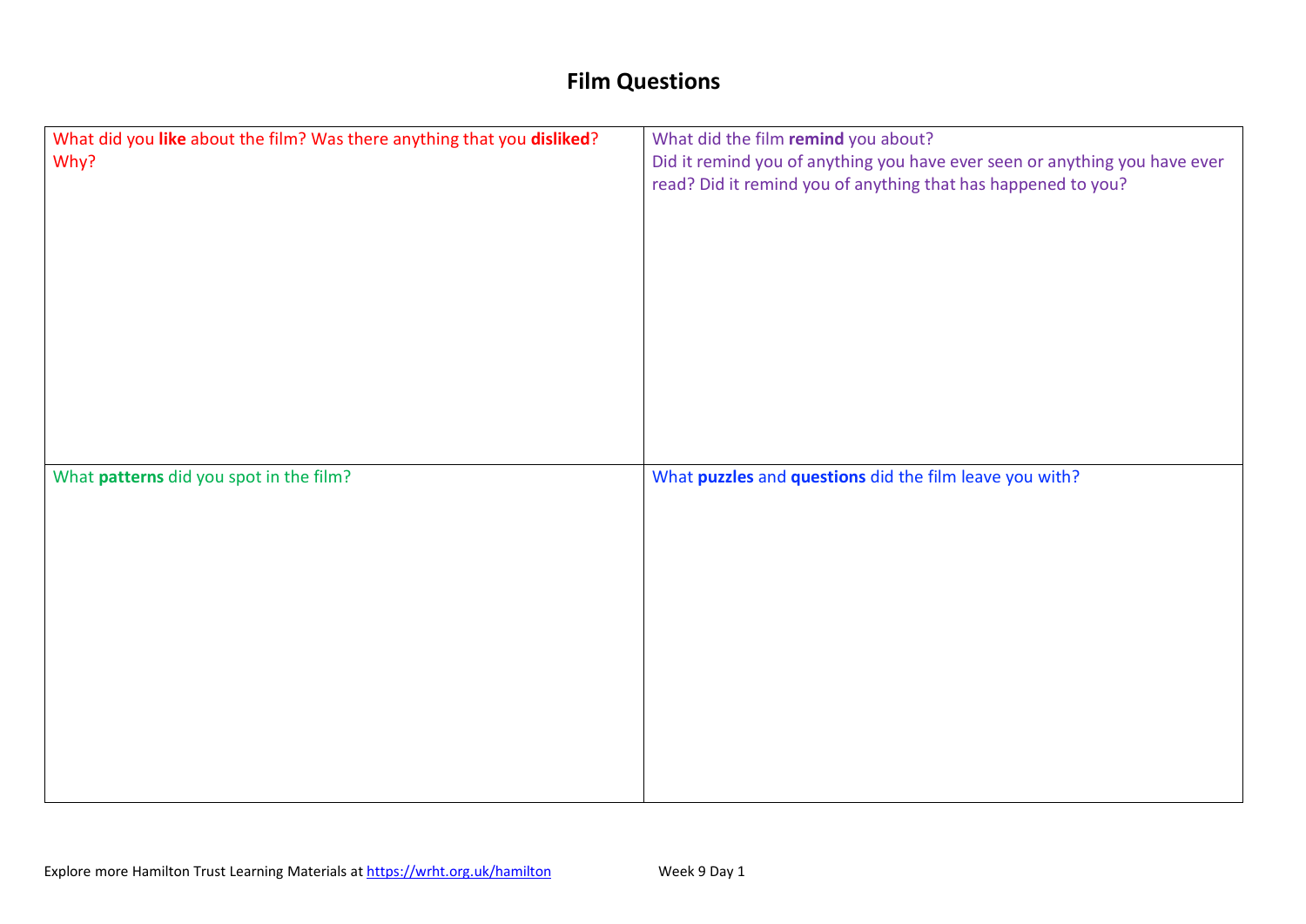# Film Questions

| What did you **like** about the film? Was there anything that you **disliked**? Why? | What did the film **remind** you about?<br>Did it remind you of anything you have ever seen or anything you have ever read? Did it remind you of anything that has happened to you? |
|---|---|
| What **patterns** did you spot in the film? | What **puzzles** and **questions** did the film leave you with? |

Explore more Hamilton Trust Learning Materials at https://wrht.org.uk/hamilton Week 9 Day 1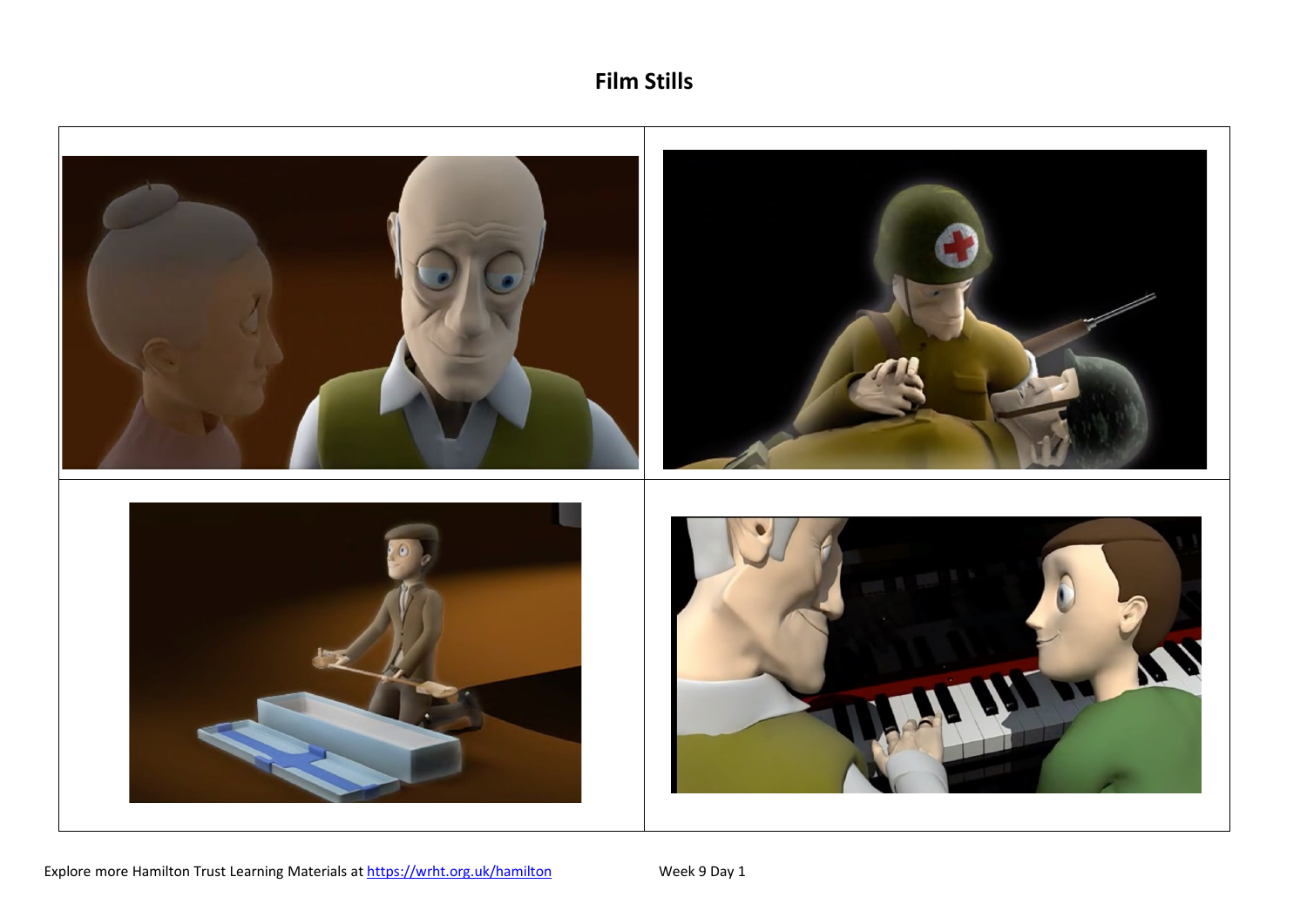# Film Stills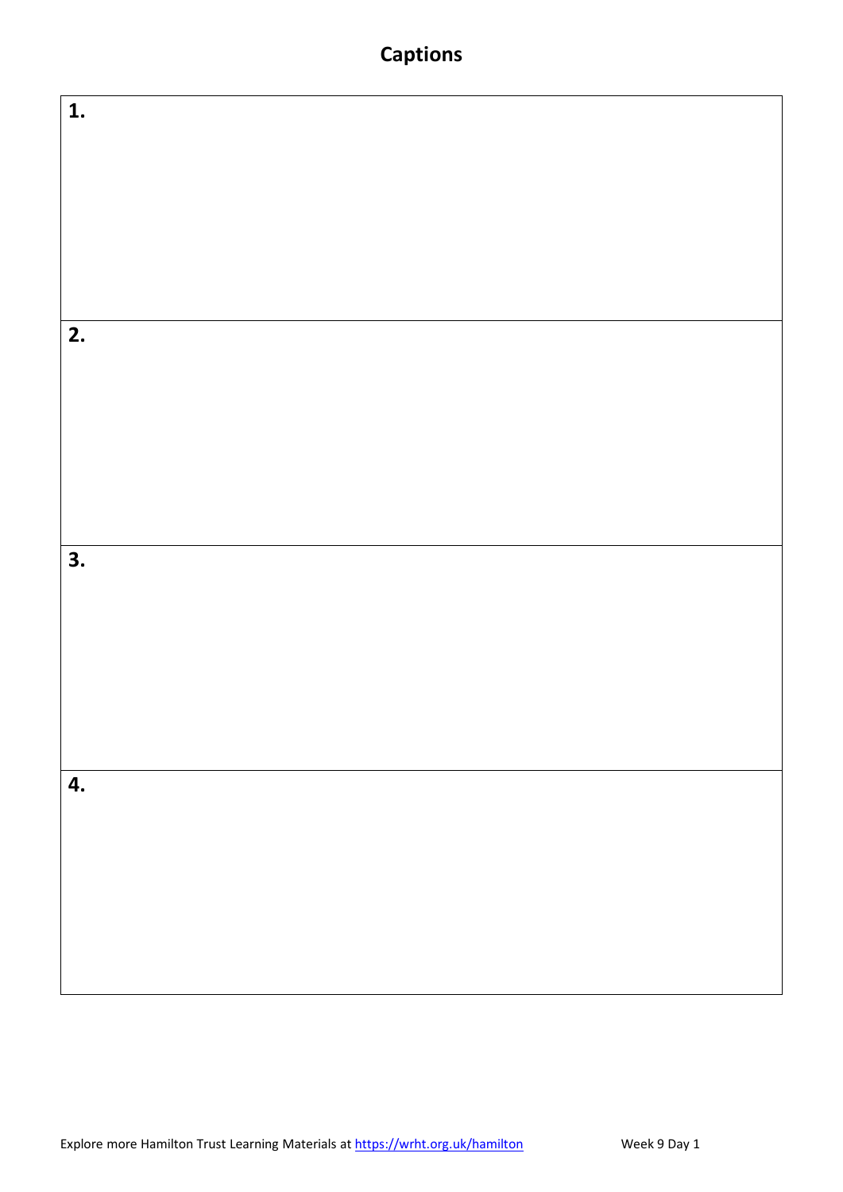# Captions

| |
|---|
| **1.** |
| **2.** |
| **3.** |
| **4.** |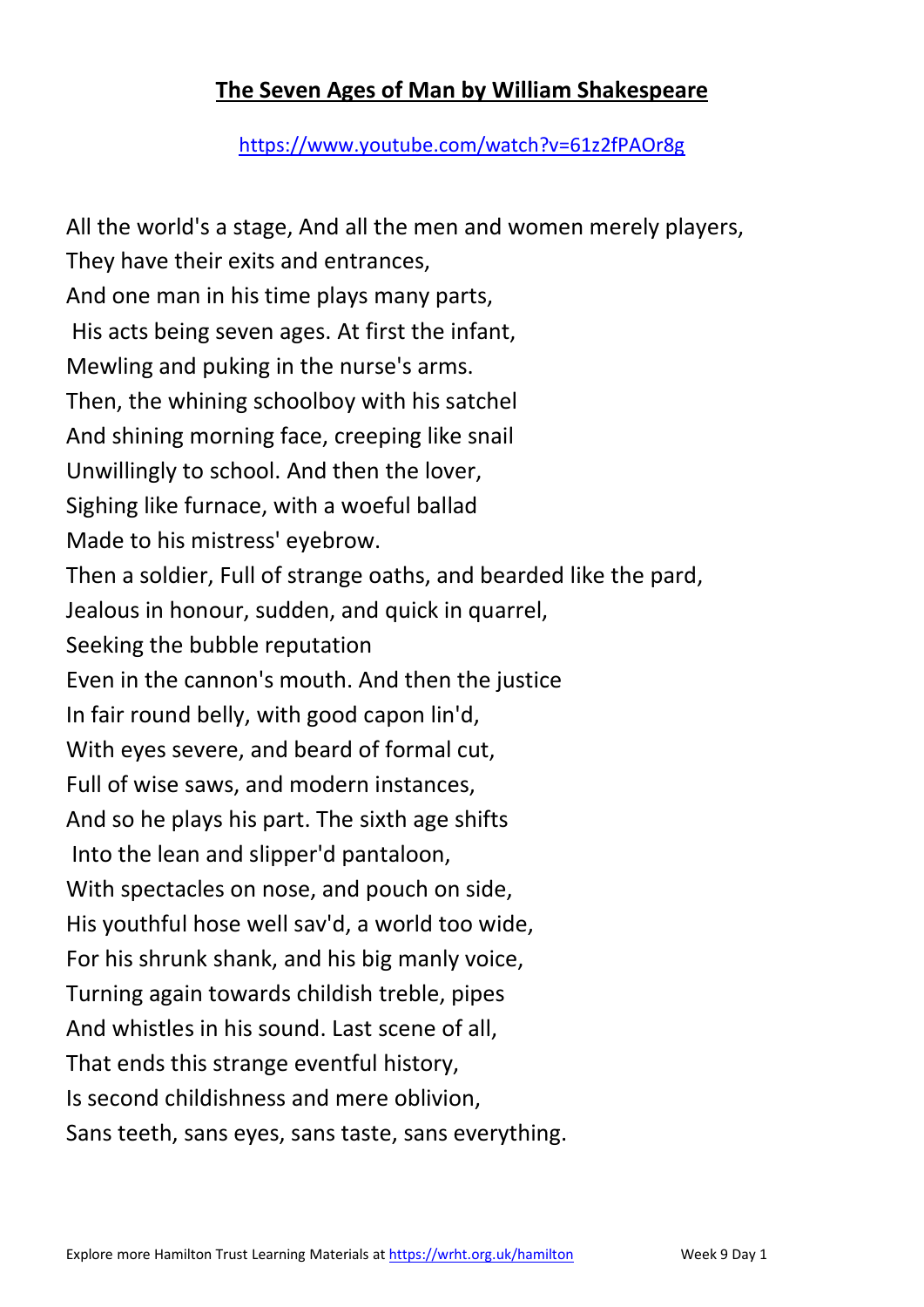# The Seven Ages of Man by William Shakespeare

https://www.youtube.com/watch?v=61z2fPAOr8g

All the world's a stage, And all the men and women merely players,
They have their exits and entrances,
And one man in his time plays many parts,
His acts being seven ages. At first the infant,
Mewling and puking in the nurse's arms.
Then, the whining schoolboy with his satchel
And shining morning face, creeping like snail
Unwillingly to school. And then the lover,
Sighing like furnace, with a woeful ballad
Made to his mistress' eyebrow.
Then a soldier, Full of strange oaths, and bearded like the pard,
Jealous in honour, sudden, and quick in quarrel,
Seeking the bubble reputation
Even in the cannon's mouth. And then the justice
In fair round belly, with good capon lin'd,
With eyes severe, and beard of formal cut,
Full of wise saws, and modern instances,
And so he plays his part. The sixth age shifts
Into the lean and slipper'd pantaloon,
With spectacles on nose, and pouch on side,
His youthful hose well sav'd, a world too wide,
For his shrunk shank, and his big manly voice,
Turning again towards childish treble, pipes
And whistles in his sound. Last scene of all,
That ends this strange eventful history,
Is second childishness and mere oblivion,
Sans teeth, sans eyes, sans taste, sans everything.